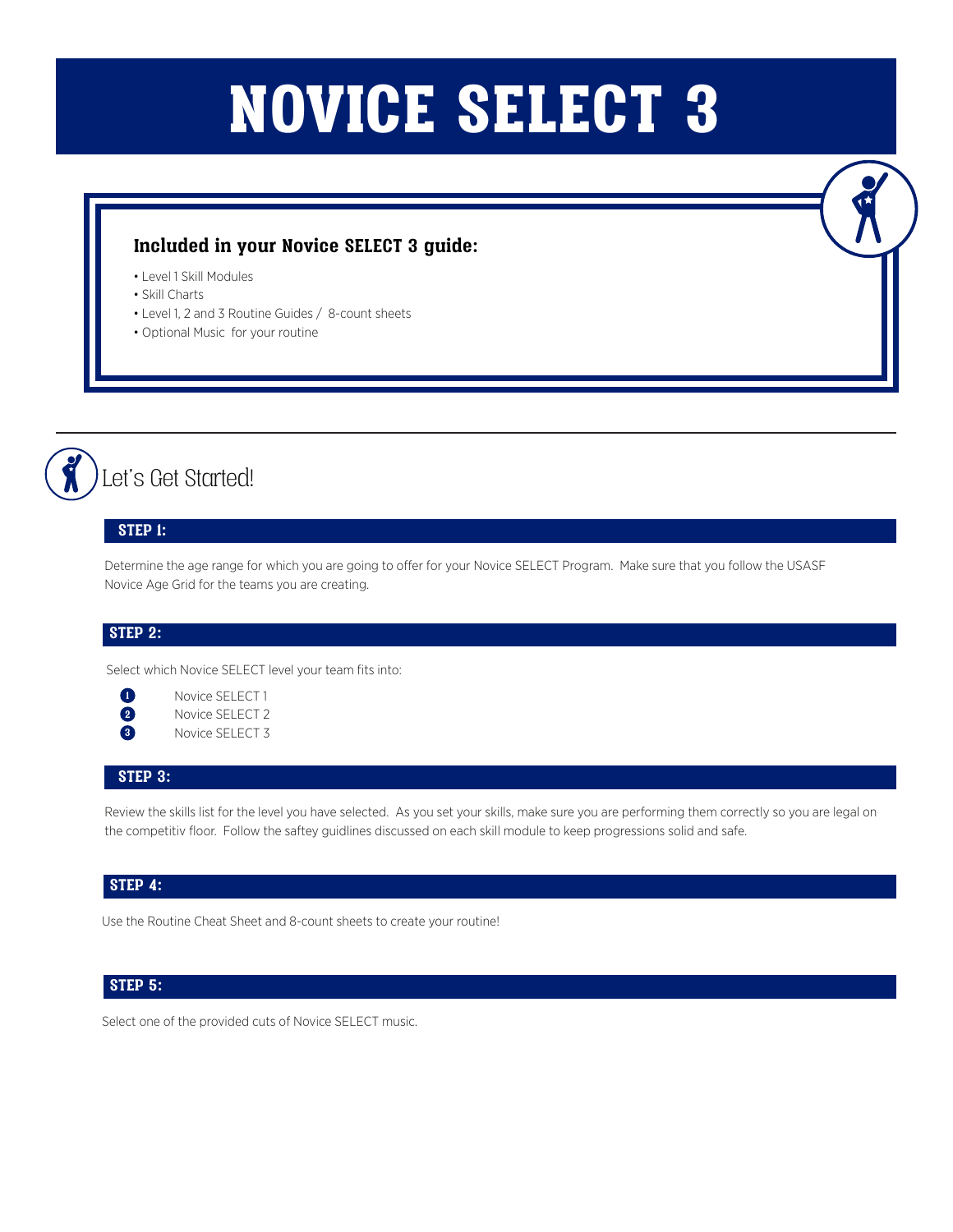# NOVICE SELECT 3

## Included in your Novice SELECT 3 guide:

- Level 1 Skill Modules
- Skill Charts
- Level 1, 2 and 3 Routine Guides / 8-count sheets
- Optional Music for your routine

## Let's Get Started!

### STEP 1:

Determine the age range for which you are going to offer for your Novice SELECT Program. Make sure that you follow the USASF Novice Age Grid for the teams you are creating.

### STEP 2:

Select which Novice SELECT level your team fits into:

1. Novice SELECT 1
2. Novice SELECT 2
3. Novice SELECT 3

### STEP 3:

Review the skills list for the level you have selected. As you set your skills, make sure you are performing them correctly so you are legal on the competitiv floor. Follow the saftey guidlines discussed on each skill module to keep progressions solid and safe.

### STEP 4:

Use the Routine Cheat Sheet and 8-count sheets to create your routine!

### STEP 5:

Select one of the provided cuts of Novice SELECT music.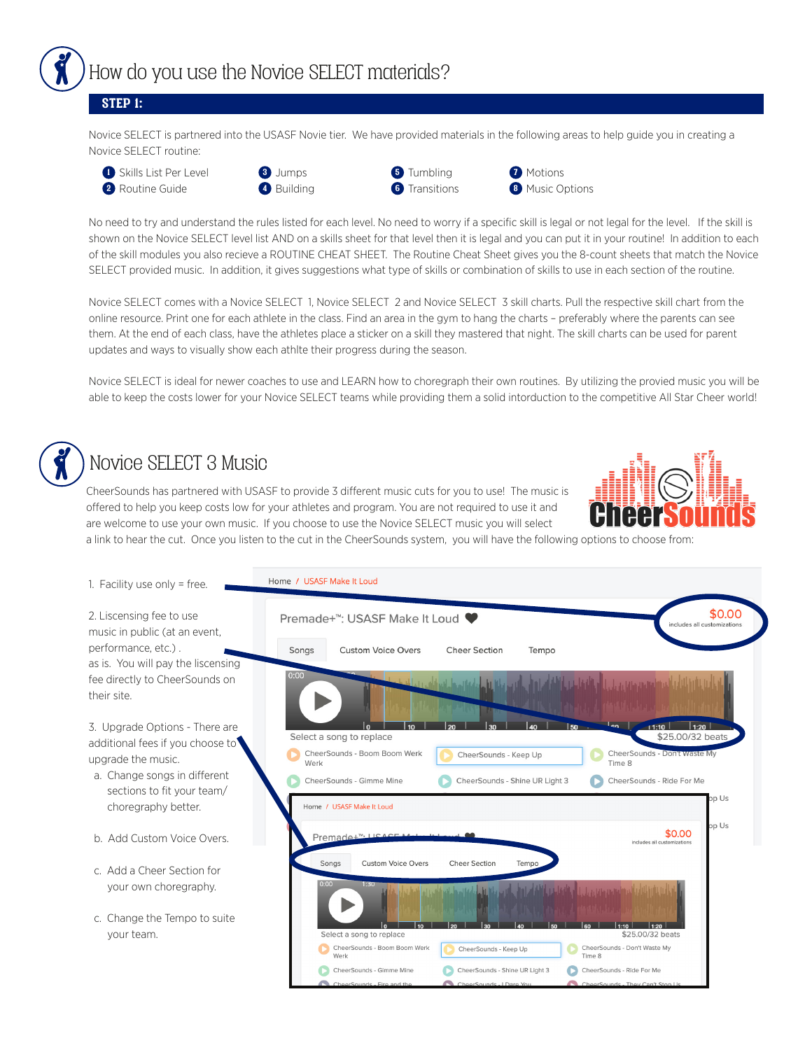# How do you use the Novice SELECT materials?

## STEP 1:

Novice SELECT is partnered into the USASF Novie tier. We have provided materials in the following areas to help guide you in creating a Novice SELECT routine:

1. Skills List Per Level
2. Routine Guide
3. Jumps
4. Building
5. Tumbling
6. Transitions
7. Motions
8. Music Options

No need to try and understand the rules listed for each level. No need to worry if a specific skill is legal or not legal for the level. If the skill is shown on the Novice SELECT level list AND on a skills sheet for that level then it is legal and you can put it in your routine! In addition to each of the skill modules you also recieve a ROUTINE CHEAT SHEET. The Routine Cheat Sheet gives you the 8-count sheets that match the Novice SELECT provided music. In addition, it gives suggestions what type of skills or combination of skills to use in each section of the routine.

Novice SELECT comes with a Novice SELECT 1, Novice SELECT 2 and Novice SELECT 3 skill charts. Pull the respective skill chart from the online resource. Print one for each athlete in the class. Find an area in the gym to hang the charts – preferably where the parents can see them. At the end of each class, have the athletes place a sticker on a skill they mastered that night. The skill charts can be used for parent updates and ways to visually show each athlte their progress during the season.

Novice SELECT is ideal for newer coaches to use and LEARN how to choregraph their own routines. By utilizing the provied music you will be able to keep the costs lower for your Novice SELECT teams while providing them a solid intorduction to the competitive All Star Cheer world!

# Novice SELECT 3 Music

CheerSounds has partnered with USASF to provide 3 different music cuts for you to use! The music is offered to help you keep costs low for your athletes and program. You are not required to use it and are welcome to use your own music. If you choose to use the Novice SELECT music you will select a link to hear the cut. Once you listen to the cut in the CheerSounds system, you will have the following options to choose from:

1. Facility use only = free.

2. Liscensing fee to use music in public (at an event, performance, etc.) . as is. You will pay the liscensing fee directly to CheerSounds on their site.

3. Upgrade Options - There are additional fees if you choose to upgrade the music.
   a. Change songs in different sections to fit your team/ choregraphy better.
   b. Add Custom Voice Overs.
   c. Add a Cheer Section for your own choregraphy.
   c. Change the Tempo to suite your team.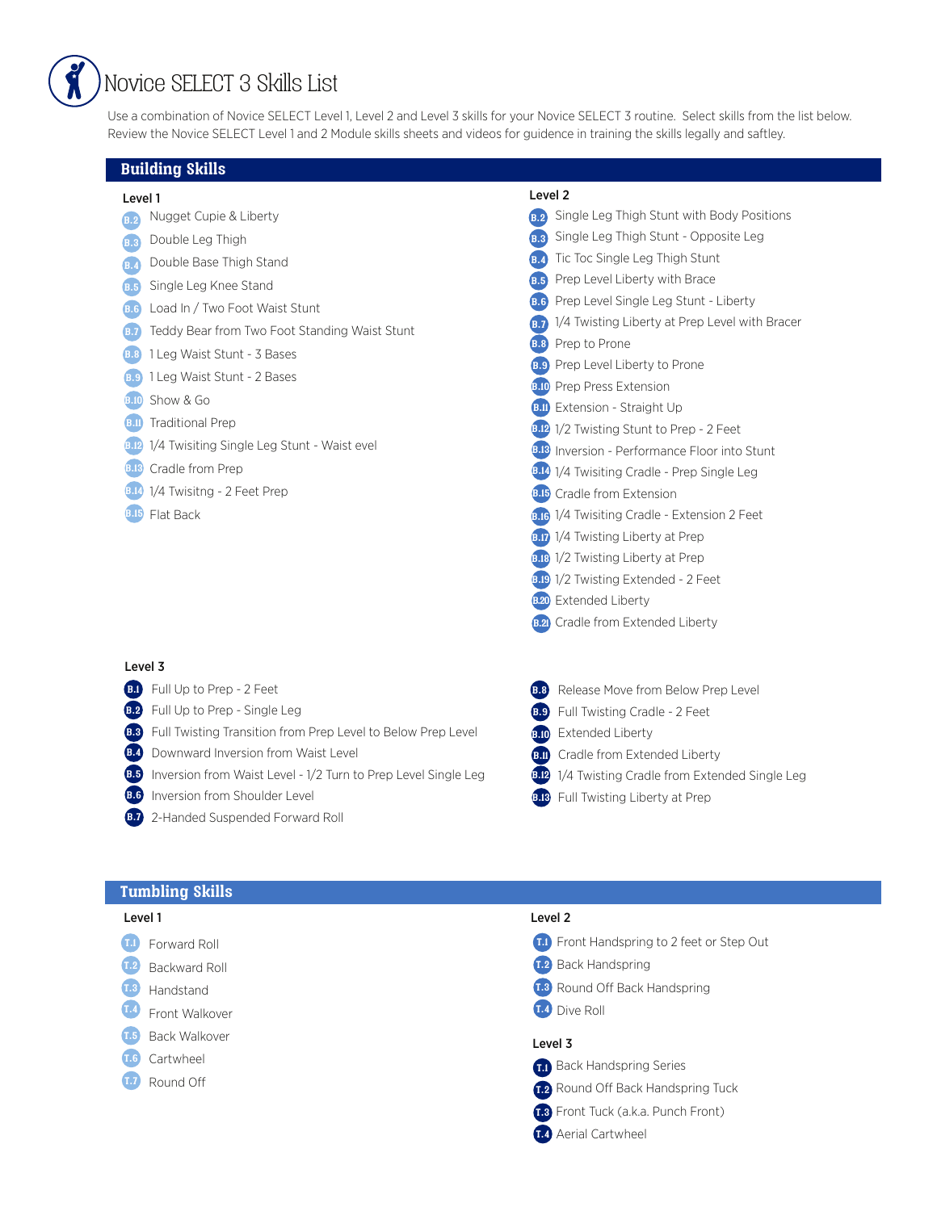# Novice SELECT 3 Skills List

Use a combination of Novice SELECT Level 1, Level 2 and Level 3 skills for your Novice SELECT 3 routine. Select skills from the list below. Review the Novice SELECT Level 1 and 2 Module skills sheets and videos for guidance in training the skills legally and saftley.

## Building Skills

### Level 1

- B.2 Nugget Cupie & Liberty
- B.3 Double Leg Thigh
- B.4 Double Base Thigh Stand
- B.5 Single Leg Knee Stand
- B.6 Load In / Two Foot Waist Stunt
- B.7 Teddy Bear from Two Foot Standing Waist Stunt
- B.8 1 Leg Waist Stunt - 3 Bases
- B.9 1 Leg Waist Stunt - 2 Bases
- B.10 Show & Go
- B.11 Traditional Prep
- B.12 1/4 Twisiting Single Leg Stunt - Waist evel
- B.13 Cradle from Prep
- B.14 1/4 Twisitng - 2 Feet Prep
- B.15 Flat Back

### Level 2

- B.2 Single Leg Thigh Stunt with Body Positions
- B.3 Single Leg Thigh Stunt - Opposite Leg
- B.4 Tic Toc Single Leg Thigh Stunt
- B.5 Prep Level Liberty with Brace
- B.6 Prep Level Single Leg Stunt - Liberty
- B.7 1/4 Twisting Liberty at Prep Level with Bracer
- B.8 Prep to Prone
- B.9 Prep Level Liberty to Prone
- B.10 Prep Press Extension
- B.11 Extension - Straight Up
- B.12 1/2 Twisting Stunt to Prep - 2 Feet
- B.13 Inversion - Performance Floor into Stunt
- B.14 1/4 Twisiting Cradle - Prep Single Leg
- B.15 Cradle from Extension
- B.16 1/4 Twisiting Cradle - Extension 2 Feet
- B.17 1/4 Twisting Liberty at Prep
- B.18 1/2 Twisting Liberty at Prep
- B.19 1/2 Twisting Extended - 2 Feet
- B.20 Extended Liberty
- B.21 Cradle from Extended Liberty

### Level 3

- B.1 Full Up to Prep - 2 Feet
- B.2 Full Up to Prep - Single Leg
- B.3 Full Twisting Transition from Prep Level to Below Prep Level
- B.4 Downward Inversion from Waist Level
- B.5 Inversion from Waist Level - 1/2 Turn to Prep Level Single Leg
- B.6 Inversion from Shoulder Level
- B.7 2-Handed Suspended Forward Roll
- B.8 Release Move from Below Prep Level
- B.9 Full Twisting Cradle - 2 Feet
- B.10 Extended Liberty
- B.11 Cradle from Extended Liberty
- B.12 1/4 Twisting Cradle from Extended Single Leg
- B.13 Full Twisting Liberty at Prep

## Tumbling Skills

### Level 1

- T.1 Forward Roll
- T.2 Backward Roll
- T.3 Handstand
- T.4 Front Walkover
- T.5 Back Walkover
- T.6 Cartwheel
- T.7 Round Off

### Level 2

- T.1 Front Handspring to 2 feet or Step Out
- T.2 Back Handspring
- T.3 Round Off Back Handspring
- T.4 Dive Roll

### Level 3

- T.1 Back Handspring Series
- T.2 Round Off Back Handspring Tuck
- T.3 Front Tuck (a.k.a. Punch Front)
- T.4 Aerial Cartwheel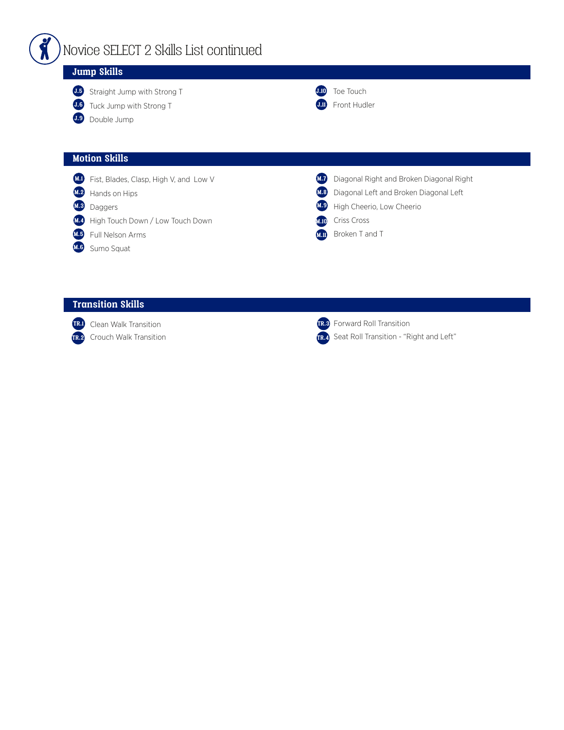# Novice SELECT 2 Skills List continued

## Jump Skills

- J.5 Straight Jump with Strong T
- J.6 Tuck Jump with Strong T
- J.9 Double Jump
- J.10 Toe Touch
- J.11 Front Hudler

## Motion Skills

- M.1 Fist, Blades, Clasp, High V, and Low V
- M.2 Hands on Hips
- M.3 Daggers
- M.4 High Touch Down / Low Touch Down
- M.5 Full Nelson Arms
- M.6 Sumo Squat
- M.7 Diagonal Right and Broken Diagonal Right
- M.8 Diagonal Left and Broken Diagonal Left
- M.9 High Cheerio, Low Cheerio
- M.10 Criss Cross
- M.11 Broken T and T

## Transition Skills

- TR.1 Clean Walk Transition
- TR.2 Crouch Walk Transition
- TR.3 Forward Roll Transition
- TR.4 Seat Roll Transition - “Right and Left”